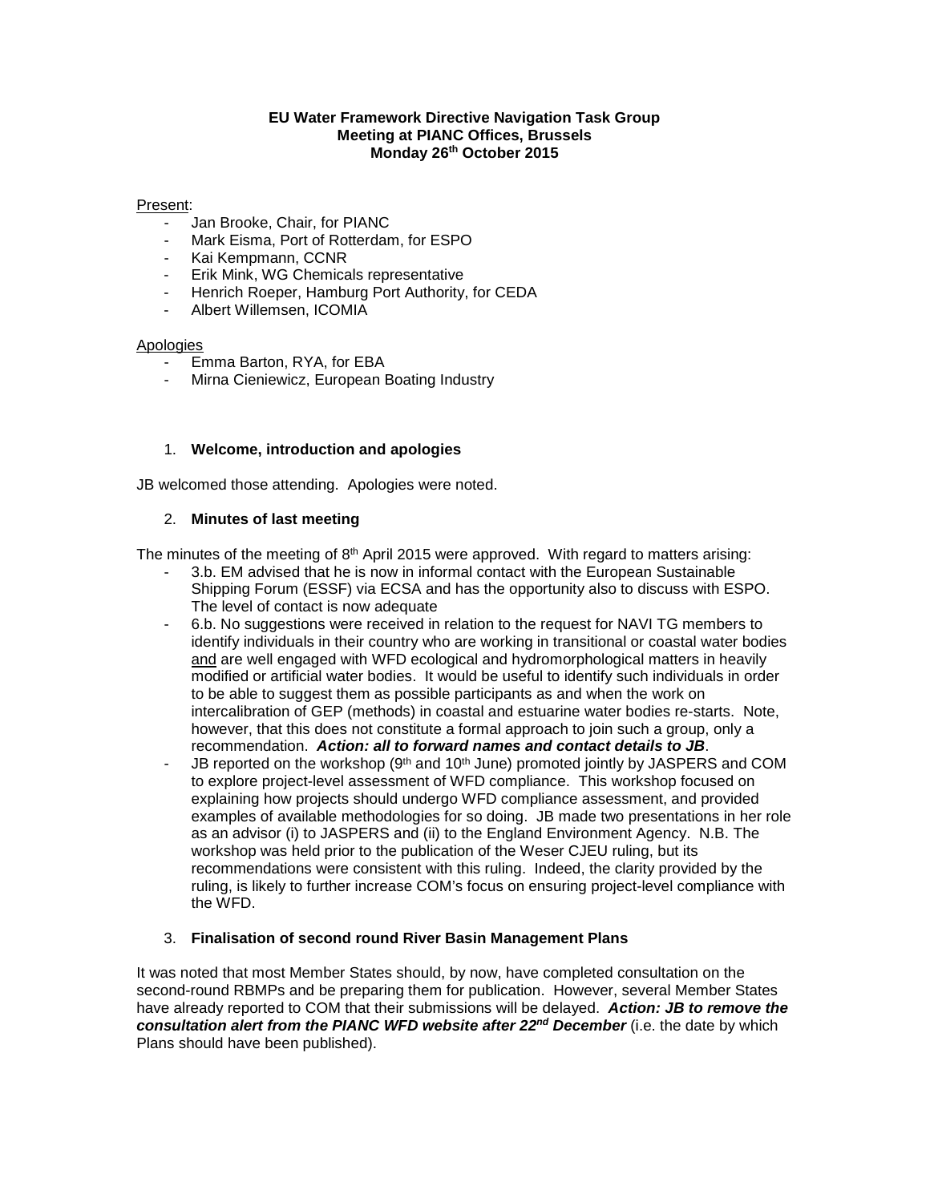**EU Water Framework Directive Navigation Task Group**
**Meeting at PIANC Offices, Brussels**
**Monday 26th October 2015**

Present:

- Jan Brooke, Chair, for PIANC
- Mark Eisma, Port of Rotterdam, for ESPO
- Kai Kempmann, CCNR
- Erik Mink, WG Chemicals representative
- Henrich Roeper, Hamburg Port Authority, for CEDA
- Albert Willemsen, ICOMIA

Apologies

- Emma Barton, RYA, for EBA
- Mirna Cieniewicz, European Boating Industry

1. **Welcome, introduction and apologies**

JB welcomed those attending. Apologies were noted.

2. **Minutes of last meeting**

The minutes of the meeting of 8th April 2015 were approved. With regard to matters arising:

- 3.b. EM advised that he is now in informal contact with the European Sustainable Shipping Forum (ESSF) via ECSA and has the opportunity also to discuss with ESPO. The level of contact is now adequate
- 6.b. No suggestions were received in relation to the request for NAVI TG members to identify individuals in their country who are working in transitional or coastal water bodies and are well engaged with WFD ecological and hydromorphological matters in heavily modified or artificial water bodies. It would be useful to identify such individuals in order to be able to suggest them as possible participants as and when the work on intercalibration of GEP (methods) in coastal and estuarine water bodies re-starts. Note, however, that this does not constitute a formal approach to join such a group, only a recommendation. ***Action: all to forward names and contact details to JB***.
- JB reported on the workshop (9th and 10th June) promoted jointly by JASPERS and COM to explore project-level assessment of WFD compliance. This workshop focused on explaining how projects should undergo WFD compliance assessment, and provided examples of available methodologies for so doing. JB made two presentations in her role as an advisor (i) to JASPERS and (ii) to the England Environment Agency. N.B. The workshop was held prior to the publication of the Weser CJEU ruling, but its recommendations were consistent with this ruling. Indeed, the clarity provided by the ruling, is likely to further increase COM's focus on ensuring project-level compliance with the WFD.

3. **Finalisation of second round River Basin Management Plans**

It was noted that most Member States should, by now, have completed consultation on the second-round RBMPs and be preparing them for publication. However, several Member States have already reported to COM that their submissions will be delayed. ***Action: JB to remove the consultation alert from the PIANC WFD website after 22nd December*** (i.e. the date by which Plans should have been published).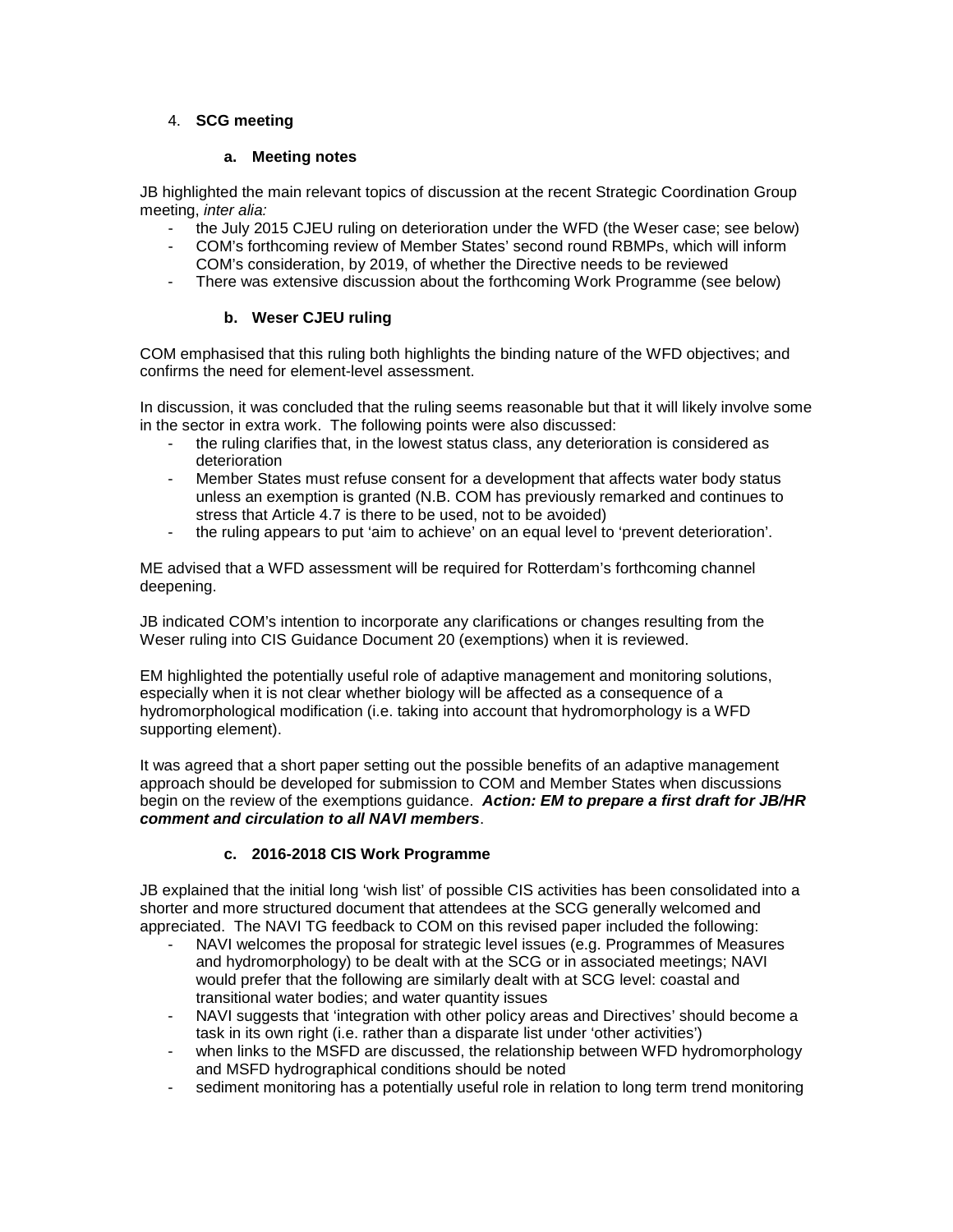4. **SCG meeting**

### a. Meeting notes

JB highlighted the main relevant topics of discussion at the recent Strategic Coordination Group meeting, *inter alia:*

- the July 2015 CJEU ruling on deterioration under the WFD (the Weser case; see below)
- COM's forthcoming review of Member States' second round RBMPs, which will inform COM's consideration, by 2019, of whether the Directive needs to be reviewed
- There was extensive discussion about the forthcoming Work Programme (see below)

### b. Weser CJEU ruling

COM emphasised that this ruling both highlights the binding nature of the WFD objectives; and confirms the need for element-level assessment.

In discussion, it was concluded that the ruling seems reasonable but that it will likely involve some in the sector in extra work. The following points were also discussed:

- the ruling clarifies that, in the lowest status class, any deterioration is considered as deterioration
- Member States must refuse consent for a development that affects water body status unless an exemption is granted (N.B. COM has previously remarked and continues to stress that Article 4.7 is there to be used, not to be avoided)
- the ruling appears to put 'aim to achieve' on an equal level to 'prevent deterioration'.

ME advised that a WFD assessment will be required for Rotterdam's forthcoming channel deepening.

JB indicated COM's intention to incorporate any clarifications or changes resulting from the Weser ruling into CIS Guidance Document 20 (exemptions) when it is reviewed.

EM highlighted the potentially useful role of adaptive management and monitoring solutions, especially when it is not clear whether biology will be affected as a consequence of a hydromorphological modification (i.e. taking into account that hydromorphology is a WFD supporting element).

It was agreed that a short paper setting out the possible benefits of an adaptive management approach should be developed for submission to COM and Member States when discussions begin on the review of the exemptions guidance. ***Action: EM to prepare a first draft for JB/HR comment and circulation to all NAVI members***.

### c. 2016-2018 CIS Work Programme

JB explained that the initial long 'wish list' of possible CIS activities has been consolidated into a shorter and more structured document that attendees at the SCG generally welcomed and appreciated. The NAVI TG feedback to COM on this revised paper included the following:

- NAVI welcomes the proposal for strategic level issues (e.g. Programmes of Measures and hydromorphology) to be dealt with at the SCG or in associated meetings; NAVI would prefer that the following are similarly dealt with at SCG level: coastal and transitional water bodies; and water quantity issues
- NAVI suggests that 'integration with other policy areas and Directives' should become a task in its own right (i.e. rather than a disparate list under 'other activities')
- when links to the MSFD are discussed, the relationship between WFD hydromorphology and MSFD hydrographical conditions should be noted
- sediment monitoring has a potentially useful role in relation to long term trend monitoring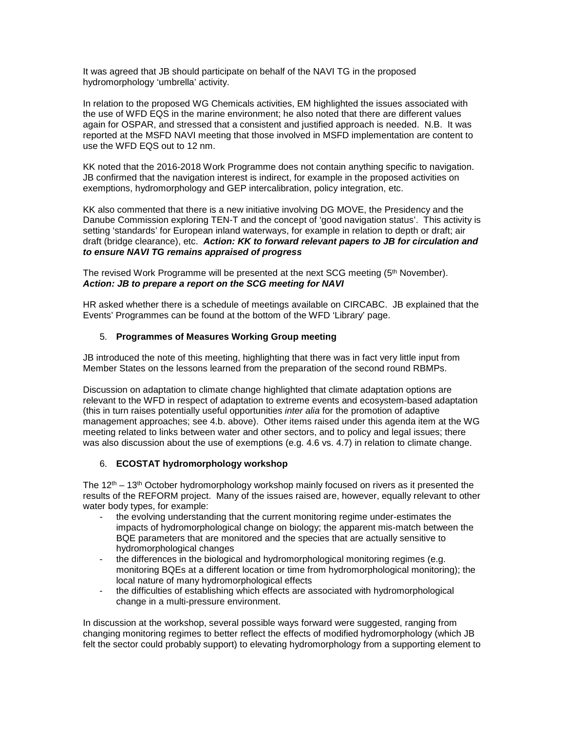It was agreed that JB should participate on behalf of the NAVI TG in the proposed hydromorphology 'umbrella' activity.

In relation to the proposed WG Chemicals activities, EM highlighted the issues associated with the use of WFD EQS in the marine environment; he also noted that there are different values again for OSPAR, and stressed that a consistent and justified approach is needed. N.B. It was reported at the MSFD NAVI meeting that those involved in MSFD implementation are content to use the WFD EQS out to 12 nm.

KK noted that the 2016-2018 Work Programme does not contain anything specific to navigation. JB confirmed that the navigation interest is indirect, for example in the proposed activities on exemptions, hydromorphology and GEP intercalibration, policy integration, etc.

KK also commented that there is a new initiative involving DG MOVE, the Presidency and the Danube Commission exploring TEN-T and the concept of 'good navigation status'. This activity is setting 'standards' for European inland waterways, for example in relation to depth or draft; air draft (bridge clearance), etc. ***Action: KK to forward relevant papers to JB for circulation and to ensure NAVI TG remains appraised of progress***

The revised Work Programme will be presented at the next SCG meeting (5th November).
***Action: JB to prepare a report on the SCG meeting for NAVI***

HR asked whether there is a schedule of meetings available on CIRCABC. JB explained that the Events' Programmes can be found at the bottom of the WFD 'Library' page.

5. **Programmes of Measures Working Group meeting**

JB introduced the note of this meeting, highlighting that there was in fact very little input from Member States on the lessons learned from the preparation of the second round RBMPs.

Discussion on adaptation to climate change highlighted that climate adaptation options are relevant to the WFD in respect of adaptation to extreme events and ecosystem-based adaptation (this in turn raises potentially useful opportunities *inter alia* for the promotion of adaptive management approaches; see 4.b. above). Other items raised under this agenda item at the WG meeting related to links between water and other sectors, and to policy and legal issues; there was also discussion about the use of exemptions (e.g. 4.6 vs. 4.7) in relation to climate change.

6. **ECOSTAT hydromorphology workshop**

The 12th – 13th October hydromorphology workshop mainly focused on rivers as it presented the results of the REFORM project. Many of the issues raised are, however, equally relevant to other water body types, for example:

- the evolving understanding that the current monitoring regime under-estimates the impacts of hydromorphological change on biology; the apparent mis-match between the BQE parameters that are monitored and the species that are actually sensitive to hydromorphological changes
- the differences in the biological and hydromorphological monitoring regimes (e.g. monitoring BQEs at a different location or time from hydromorphological monitoring); the local nature of many hydromorphological effects
- the difficulties of establishing which effects are associated with hydromorphological change in a multi-pressure environment.

In discussion at the workshop, several possible ways forward were suggested, ranging from changing monitoring regimes to better reflect the effects of modified hydromorphology (which JB felt the sector could probably support) to elevating hydromorphology from a supporting element to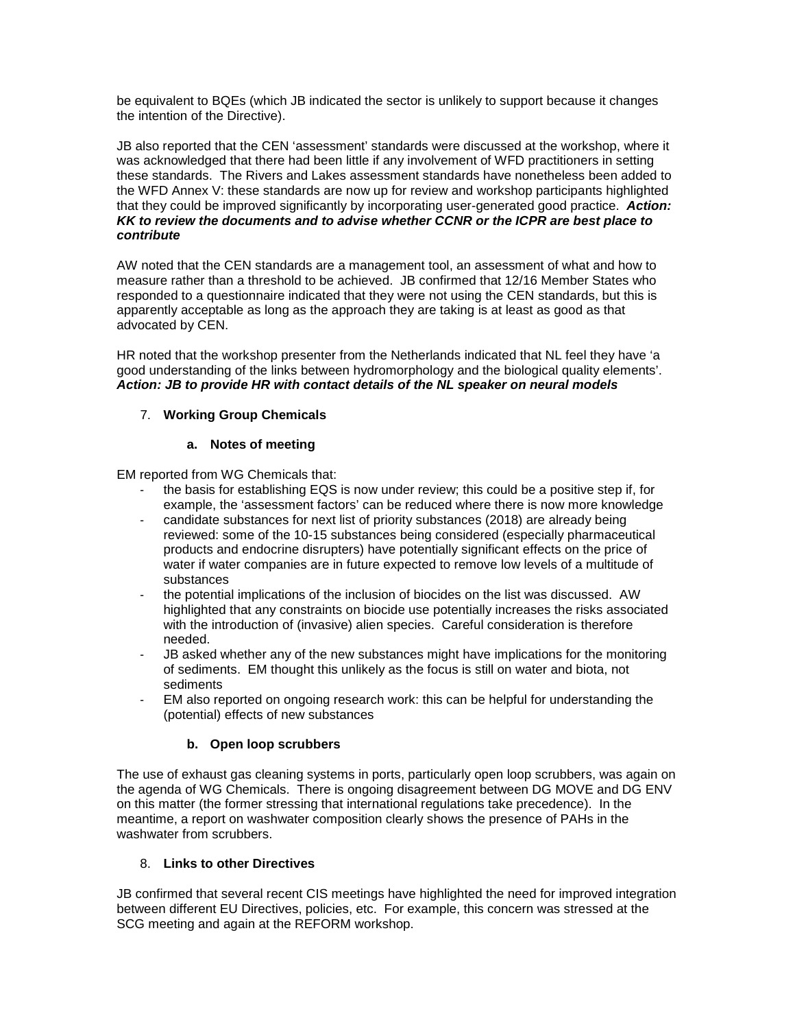be equivalent to BQEs (which JB indicated the sector is unlikely to support because it changes the intention of the Directive).

JB also reported that the CEN 'assessment' standards were discussed at the workshop, where it was acknowledged that there had been little if any involvement of WFD practitioners in setting these standards. The Rivers and Lakes assessment standards have nonetheless been added to the WFD Annex V: these standards are now up for review and workshop participants highlighted that they could be improved significantly by incorporating user-generated good practice. ***Action: KK to review the documents and to advise whether CCNR or the ICPR are best place to contribute***

AW noted that the CEN standards are a management tool, an assessment of what and how to measure rather than a threshold to be achieved. JB confirmed that 12/16 Member States who responded to a questionnaire indicated that they were not using the CEN standards, but this is apparently acceptable as long as the approach they are taking is at least as good as that advocated by CEN.

HR noted that the workshop presenter from the Netherlands indicated that NL feel they have 'a good understanding of the links between hydromorphology and the biological quality elements'. ***Action: JB to provide HR with contact details of the NL speaker on neural models***

7. **Working Group Chemicals**

   a. **Notes of meeting**

EM reported from WG Chemicals that:

- the basis for establishing EQS is now under review; this could be a positive step if, for example, the 'assessment factors' can be reduced where there is now more knowledge
- candidate substances for next list of priority substances (2018) are already being reviewed: some of the 10-15 substances being considered (especially pharmaceutical products and endocrine disrupters) have potentially significant effects on the price of water if water companies are in future expected to remove low levels of a multitude of substances
- the potential implications of the inclusion of biocides on the list was discussed. AW highlighted that any constraints on biocide use potentially increases the risks associated with the introduction of (invasive) alien species. Careful consideration is therefore needed.
- JB asked whether any of the new substances might have implications for the monitoring of sediments. EM thought this unlikely as the focus is still on water and biota, not sediments
- EM also reported on ongoing research work: this can be helpful for understanding the (potential) effects of new substances

   b. **Open loop scrubbers**

The use of exhaust gas cleaning systems in ports, particularly open loop scrubbers, was again on the agenda of WG Chemicals. There is ongoing disagreement between DG MOVE and DG ENV on this matter (the former stressing that international regulations take precedence). In the meantime, a report on washwater composition clearly shows the presence of PAHs in the washwater from scrubbers.

8. **Links to other Directives**

JB confirmed that several recent CIS meetings have highlighted the need for improved integration between different EU Directives, policies, etc. For example, this concern was stressed at the SCG meeting and again at the REFORM workshop.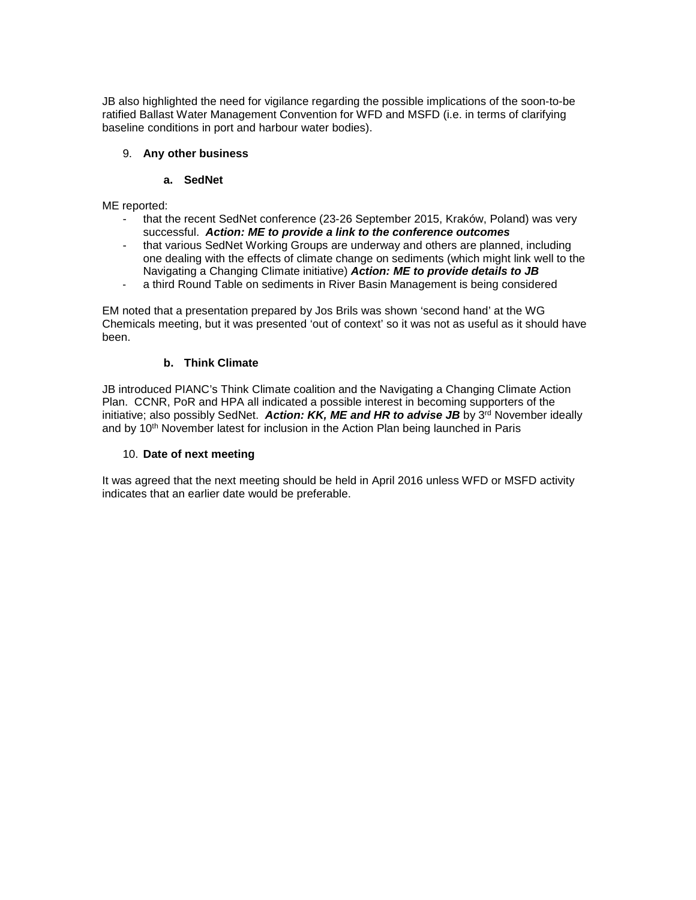JB also highlighted the need for vigilance regarding the possible implications of the soon-to-be ratified Ballast Water Management Convention for WFD and MSFD (i.e. in terms of clarifying baseline conditions in port and harbour water bodies).

9. **Any other business**

**a. SedNet**

ME reported:

- that the recent SedNet conference (23-26 September 2015, Kraków, Poland) was very successful. ***Action: ME to provide a link to the conference outcomes***
- that various SedNet Working Groups are underway and others are planned, including one dealing with the effects of climate change on sediments (which might link well to the Navigating a Changing Climate initiative) ***Action: ME to provide details to JB***
- a third Round Table on sediments in River Basin Management is being considered

EM noted that a presentation prepared by Jos Brils was shown 'second hand' at the WG Chemicals meeting, but it was presented 'out of context' so it was not as useful as it should have been.

**b. Think Climate**

JB introduced PIANC's Think Climate coalition and the Navigating a Changing Climate Action Plan. CCNR, PoR and HPA all indicated a possible interest in becoming supporters of the initiative; also possibly SedNet. ***Action: KK, ME and HR to advise JB*** by 3rd November ideally and by 10th November latest for inclusion in the Action Plan being launched in Paris

10. **Date of next meeting**

It was agreed that the next meeting should be held in April 2016 unless WFD or MSFD activity indicates that an earlier date would be preferable.